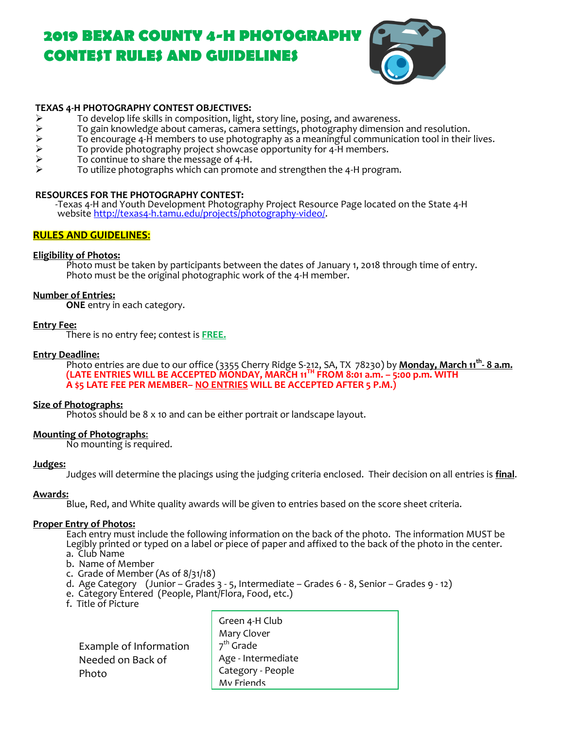# 2019 BEXAR COUNTY 4-H PHOTOGRAPHY CONTEST RULES AND GUIDELINES

**TEXAS 4-H PHOTOGRAPHY CONTEST OBJECTIVES:**

- To develop life skills in composition, light, story line, posing, and awareness.
- To gain knowledge about cameras, camera settings, photography dimension and resolution.
- To encourage 4-H members to use photography as a meaningful communication tool in their lives.
- To provide photography project showcase opportunity for 4-H members.
- To continue to share the message of 4-H.
- To utilize photographs which can promote and strengthen the 4-H program.

**RESOURCES FOR THE PHOTOGRAPHY CONTEST:**

-Texas 4-H and Youth Development Photography Project Resource Page located on the State 4-H website http://texas4-h.tamu.edu/projects/photography-video/.

## RULES AND GUIDELINES:

**Eligibility of Photos:**

Photo must be taken by participants between the dates of January 1, 2018 through time of entry.
Photo must be the original photographic work of the 4-H member.

**Number of Entries:**

**ONE** entry in each category.

**Entry Fee:**

There is no entry fee; contest is **FREE.**

**Entry Deadline:**

Photo entries are due to our office (3355 Cherry Ridge S-212, SA, TX 78230) by **Monday, March 11th- 8 a.m.**
**(LATE ENTRIES WILL BE ACCEPTED MONDAY, MARCH 11TH FROM 8:01 a.m. – 5:00 p.m. WITH A $5 LATE FEE PER MEMBER– NO ENTRIES WILL BE ACCEPTED AFTER 5 P.M.)**

**Size of Photographs:**

Photos should be 8 x 10 and can be either portrait or landscape layout.

**Mounting of Photographs:**

No mounting is required.

**Judges:**

Judges will determine the placings using the judging criteria enclosed. Their decision on all entries is **final**.

**Awards:**

Blue, Red, and White quality awards will be given to entries based on the score sheet criteria.

**Proper Entry of Photos:**

Each entry must include the following information on the back of the photo. The information MUST be Legibly printed or typed on a label or piece of paper and affixed to the back of the photo in the center.

a. Club Name
b. Name of Member
c. Grade of Member (As of 8/31/18)
d. Age Category (Junior – Grades 3 - 5, Intermediate – Grades 6 - 8, Senior – Grades 9 - 12)
e. Category Entered (People, Plant/Flora, Food, etc.)
f. Title of Picture

Example of Information Needed on Back of Photo

Green 4-H Club
Mary Clover
7th Grade
Age - Intermediate
Category - People
My Friends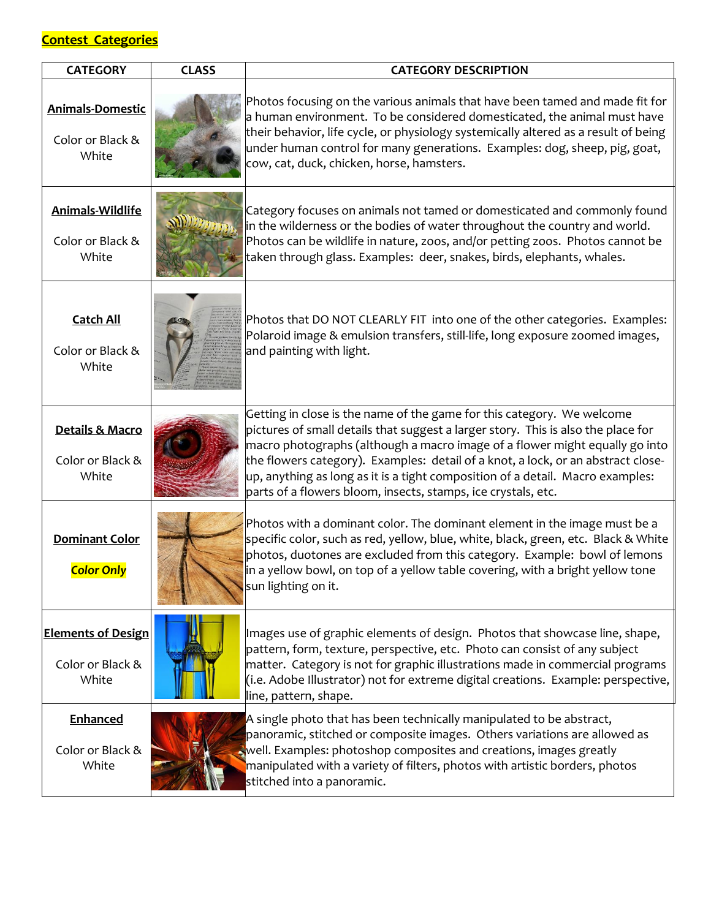**Contest Categories**

| CATEGORY | CLASS | CATEGORY DESCRIPTION |
|---|---|---|
| **Animals-Domestic** Color or Black & White | | Photos focusing on the various animals that have been tamed and made fit for a human environment. To be considered domesticated, the animal must have their behavior, life cycle, or physiology systemically altered as a result of being under human control for many generations. Examples: dog, sheep, pig, goat, cow, cat, duck, chicken, horse, hamsters. |
| **Animals-Wildlife** Color or Black & White | | Category focuses on animals not tamed or domesticated and commonly found in the wilderness or the bodies of water throughout the country and world. Photos can be wildlife in nature, zoos, and/or petting zoos. Photos cannot be taken through glass. Examples: deer, snakes, birds, elephants, whales. |
| **Catch All** Color or Black & White | | Photos that DO NOT CLEARLY FIT into one of the other categories. Examples: Polaroid image & emulsion transfers, still-life, long exposure zoomed images, and painting with light. |
| **Details & Macro** Color or Black & White | | Getting in close is the name of the game for this category. We welcome pictures of small details that suggest a larger story. This is also the place for macro photographs (although a macro image of a flower might equally go into the flowers category). Examples: detail of a knot, a lock, or an abstract close-up, anything as long as it is a tight composition of a detail. Macro examples: parts of a flowers bloom, insects, stamps, ice crystals, etc. |
| **Dominant Color** *Color Only* | | Photos with a dominant color. The dominant element in the image must be a specific color, such as red, yellow, blue, white, black, green, etc. Black & White photos, duotones are excluded from this category. Example: bowl of lemons in a yellow bowl, on top of a yellow table covering, with a bright yellow tone sun lighting on it. |
| **Elements of Design** Color or Black & White | | Images use of graphic elements of design. Photos that showcase line, shape, pattern, form, texture, perspective, etc. Photo can consist of any subject matter. Category is not for graphic illustrations made in commercial programs (i.e. Adobe Illustrator) not for extreme digital creations. Example: perspective, line, pattern, shape. |
| **Enhanced** Color or Black & White | | A single photo that has been technically manipulated to be abstract, panoramic, stitched or composite images. Others variations are allowed as well. Examples: photoshop composites and creations, images greatly manipulated with a variety of filters, photos with artistic borders, photos stitched into a panoramic. |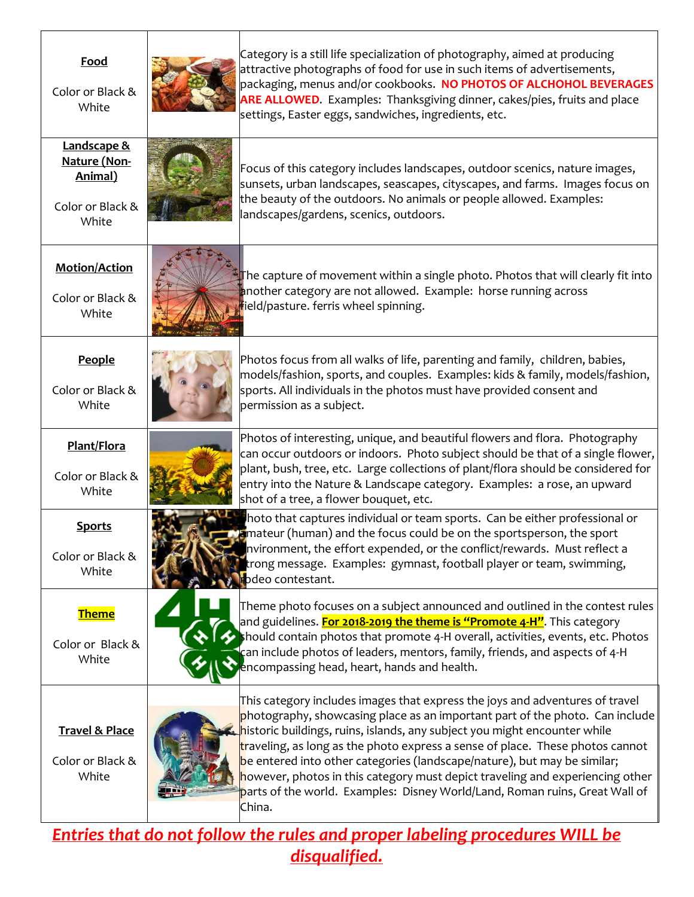| Category | | Description |
|---|---|---|
| **Food** Color or Black & White | | Category is a still life specialization of photography, aimed at producing attractive photographs of food for use in such items of advertisements, packaging, menus and/or cookbooks. **NO PHOTOS OF ALCHOHOL BEVERAGES ARE ALLOWED**. Examples: Thanksgiving dinner, cakes/pies, fruits and place settings, Easter eggs, sandwiches, ingredients, etc. |
| **Landscape & Nature (Non-Animal)** Color or Black & White | | Focus of this category includes landscapes, outdoor scenics, nature images, sunsets, urban landscapes, seascapes, cityscapes, and farms. Images focus on the beauty of the outdoors. No animals or people allowed. Examples: landscapes/gardens, scenics, outdoors. |
| **Motion/Action** Color or Black & White | | The capture of movement within a single photo. Photos that will clearly fit into another category are not allowed. Example: horse running across field/pasture. ferris wheel spinning. |
| **People** Color or Black & White | | Photos focus from all walks of life, parenting and family, children, babies, models/fashion, sports, and couples. Examples: kids & family, models/fashion, sports. All individuals in the photos must have provided consent and permission as a subject. |
| **Plant/Flora** Color or Black & White | | Photos of interesting, unique, and beautiful flowers and flora. Photography can occur outdoors or indoors. Photo subject should be that of a single flower, plant, bush, tree, etc. Large collections of plant/flora should be considered for entry into the Nature & Landscape category. Examples: a rose, an upward shot of a tree, a flower bouquet, etc. |
| **Sports** Color or Black & White | | Photo that captures individual or team sports. Can be either professional or amateur (human) and the focus could be on the sportsperson, the sport environment, the effort expended, or the conflict/rewards. Must reflect a strong message. Examples: gymnast, football player or team, swimming, rodeo contestant. |
| **Theme** Color or Black & White | | Theme photo focuses on a subject announced and outlined in the contest rules and guidelines. **For 2018-2019 the theme is "Promote 4-H"**. This category should contain photos that promote 4-H overall, activities, events, etc. Photos can include photos of leaders, mentors, family, friends, and aspects of 4-H encompassing head, heart, hands and health. |
| **Travel & Place** Color or Black & White | | This category includes images that express the joys and adventures of travel photography, showcasing place as an important part of the photo. Can include historic buildings, ruins, islands, any subject you might encounter while traveling, as long as the photo express a sense of place. These photos cannot be entered into other categories (landscape/nature), but may be similar; however, photos in this category must depict traveling and experiencing other parts of the world. Examples: Disney World/Land, Roman ruins, Great Wall of China. |

***Entries that do not follow the rules and proper labeling procedures WILL be disqualified.***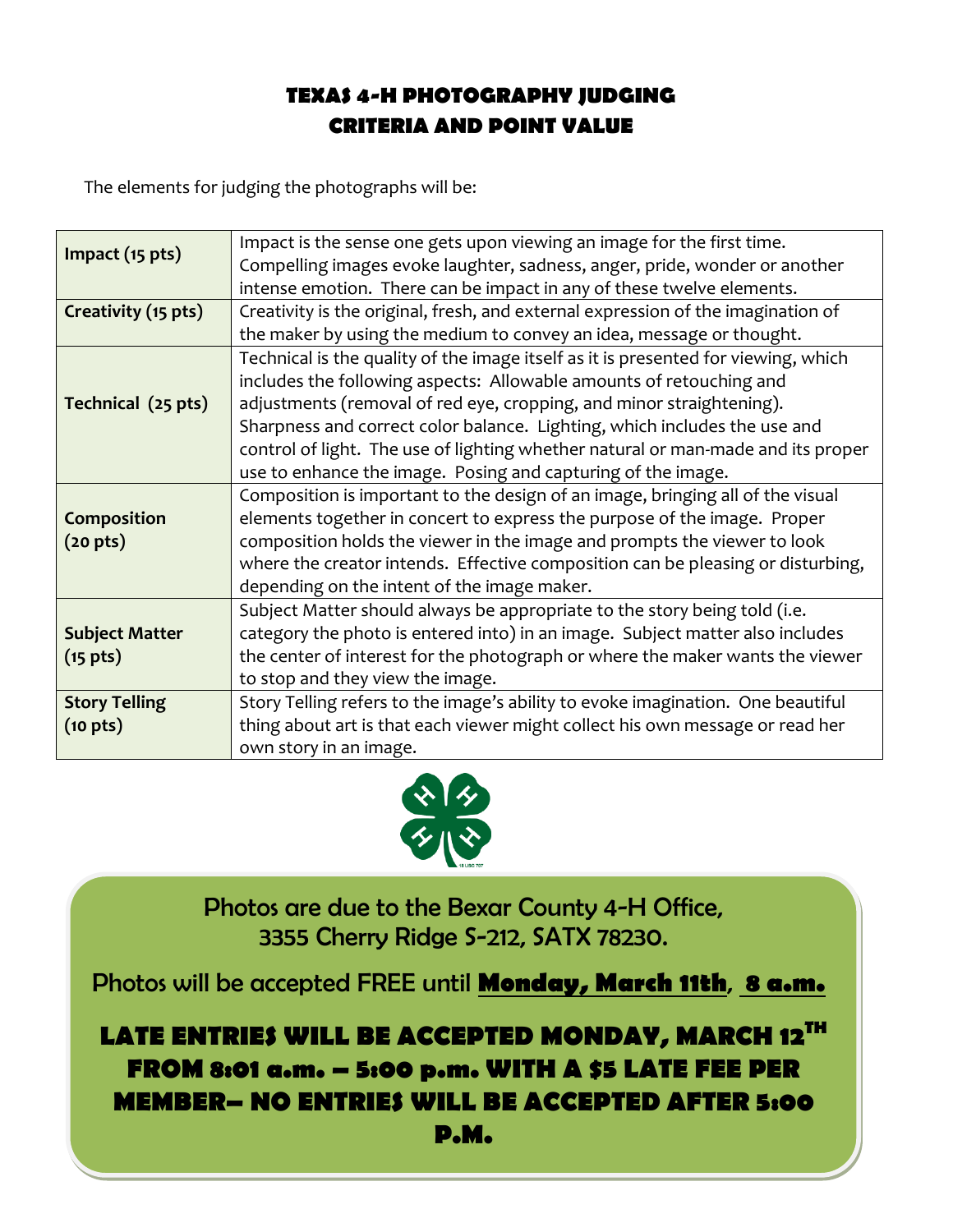# TEXAS 4-H PHOTOGRAPHY JUDGING CRITERIA AND POINT VALUE

The elements for judging the photographs will be:

| | |
|---|---|
| **Impact (15 pts)** | Impact is the sense one gets upon viewing an image for the first time. Compelling images evoke laughter, sadness, anger, pride, wonder or another intense emotion. There can be impact in any of these twelve elements. |
| **Creativity (15 pts)** | Creativity is the original, fresh, and external expression of the imagination of the maker by using the medium to convey an idea, message or thought. |
| **Technical (25 pts)** | Technical is the quality of the image itself as it is presented for viewing, which includes the following aspects: Allowable amounts of retouching and adjustments (removal of red eye, cropping, and minor straightening). Sharpness and correct color balance. Lighting, which includes the use and control of light. The use of lighting whether natural or man-made and its proper use to enhance the image. Posing and capturing of the image. |
| **Composition (20 pts)** | Composition is important to the design of an image, bringing all of the visual elements together in concert to express the purpose of the image. Proper composition holds the viewer in the image and prompts the viewer to look where the creator intends. Effective composition can be pleasing or disturbing, depending on the intent of the image maker. |
| **Subject Matter (15 pts)** | Subject Matter should always be appropriate to the story being told (i.e. category the photo is entered into) in an image. Subject matter also includes the center of interest for the photograph or where the maker wants the viewer to stop and they view the image. |
| **Story Telling (10 pts)** | Story Telling refers to the image's ability to evoke imagination. One beautiful thing about art is that each viewer might collect his own message or read her own story in an image. |

Photos are due to the Bexar County 4-H Office, 3355 Cherry Ridge S-212, SATX 78230.

Photos will be accepted FREE until **Monday, March 11th**, **8 a.m.**

**LATE ENTRIES WILL BE ACCEPTED MONDAY, MARCH 12TH FROM 8:01 a.m. – 5:00 p.m. WITH A $5 LATE FEE PER MEMBER– NO ENTRIES WILL BE ACCEPTED AFTER 5:00 P.M.**